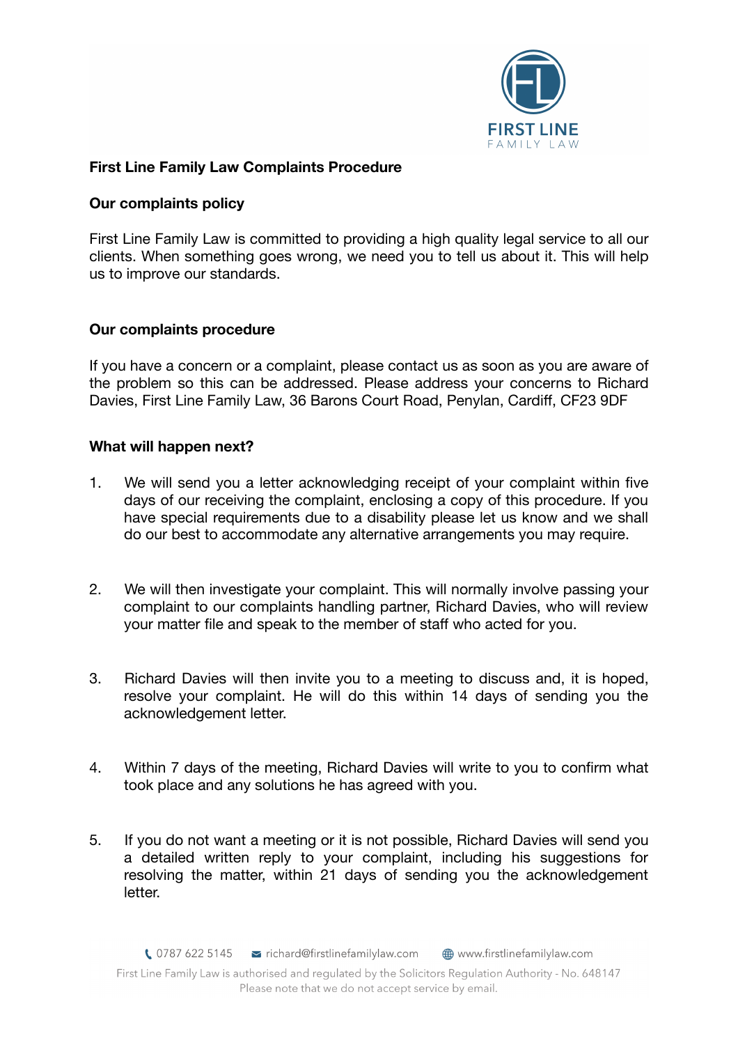## First Line Family Law Complaints Procedure

### Our complaints policy

First Line Family Law is committed to providing a high quality legal service to all our clients. When something goes wrong, we need you to tell us about it. This will help us to improve our standards.

### Our complaints procedure

If you have a concern or a complaint, please contact us as soon as you are aware of the problem so this can be addressed. Please address your concerns to Richard Davies, First Line Family Law, 36 Barons Court Road, Penylan, Cardiff, CF23 9DF

### What will happen next?

1. We will send you a letter acknowledging receipt of your complaint within five days of our receiving the complaint, enclosing a copy of this procedure. If you have special requirements due to a disability please let us know and we shall do our best to accommodate any alternative arrangements you may require.

2. We will then investigate your complaint. This will normally involve passing your complaint to our complaints handling partner, Richard Davies, who will review your matter file and speak to the member of staff who acted for you.

3. Richard Davies will then invite you to a meeting to discuss and, it is hoped, resolve your complaint. He will do this within 14 days of sending you the acknowledgement letter.

4. Within 7 days of the meeting, Richard Davies will write to you to confirm what took place and any solutions he has agreed with you.

5. If you do not want a meeting or it is not possible, Richard Davies will send you a detailed written reply to your complaint, including his suggestions for resolving the matter, within 21 days of sending you the acknowledgement letter.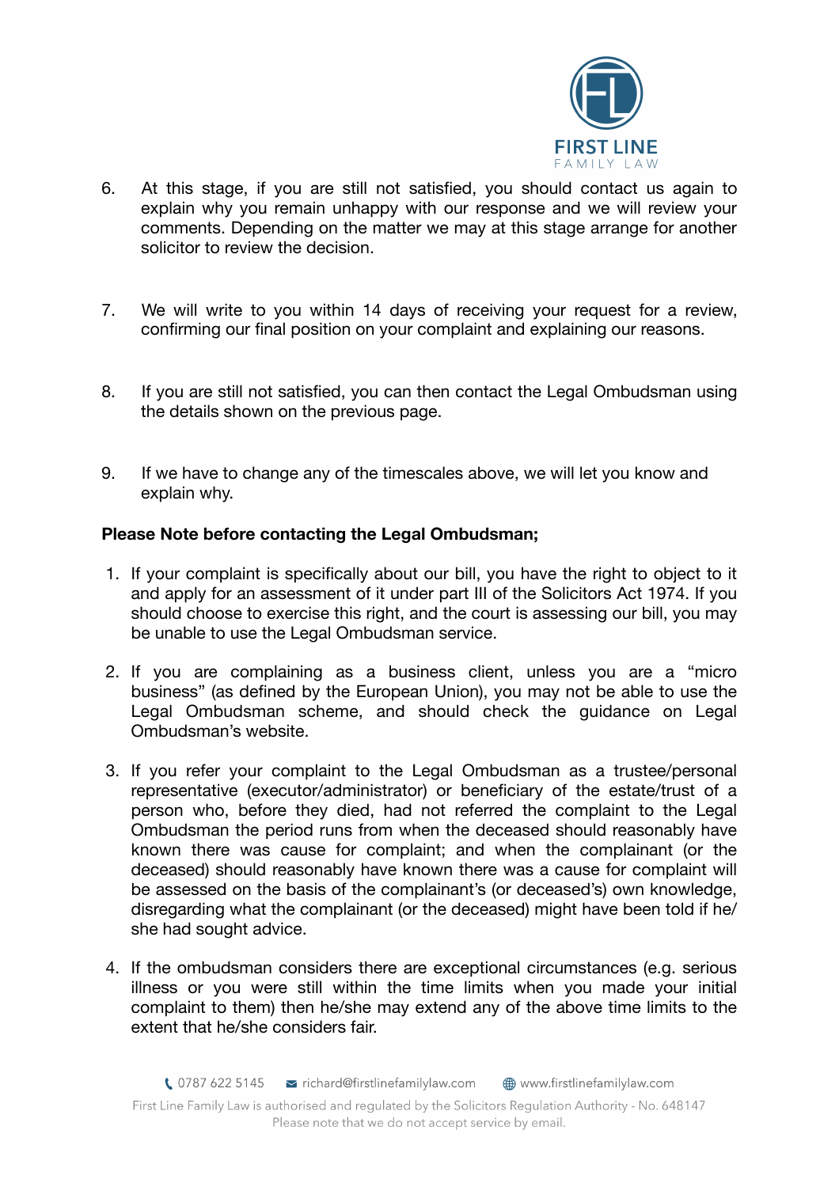6. At this stage, if you are still not satisfied, you should contact us again to explain why you remain unhappy with our response and we will review your comments. Depending on the matter we may at this stage arrange for another solicitor to review the decision.

7. We will write to you within 14 days of receiving your request for a review, confirming our final position on your complaint and explaining our reasons.

8. If you are still not satisfied, you can then contact the Legal Ombudsman using the details shown on the previous page.

9. If we have to change any of the timescales above, we will let you know and explain why.

**Please Note before contacting the Legal Ombudsman;**

1. If your complaint is specifically about our bill, you have the right to object to it and apply for an assessment of it under part III of the Solicitors Act 1974. If you should choose to exercise this right, and the court is assessing our bill, you may be unable to use the Legal Ombudsman service.

2. If you are complaining as a business client, unless you are a "micro business" (as defined by the European Union), you may not be able to use the Legal Ombudsman scheme, and should check the guidance on Legal Ombudsman's website.

3. If you refer your complaint to the Legal Ombudsman as a trustee/personal representative (executor/administrator) or beneficiary of the estate/trust of a person who, before they died, had not referred the complaint to the Legal Ombudsman the period runs from when the deceased should reasonably have known there was cause for complaint; and when the complainant (or the deceased) should reasonably have known there was a cause for complaint will be assessed on the basis of the complainant's (or deceased's) own knowledge, disregarding what the complainant (or the deceased) might have been told if he/she had sought advice.

4. If the ombudsman considers there are exceptional circumstances (e.g. serious illness or you were still within the time limits when you made your initial complaint to them) then he/she may extend any of the above time limits to the extent that he/she considers fair.